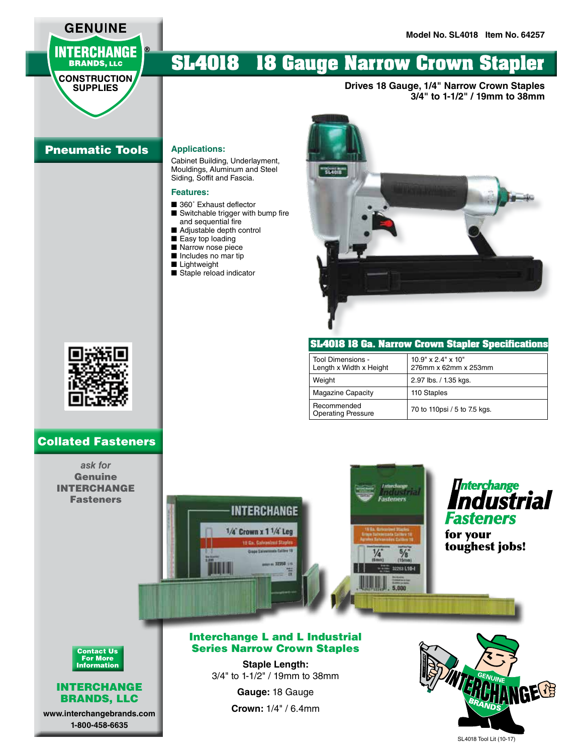GENUINE

INTERCHANGE® BRANDS, LLC

CONSTRUCTION SUPPLIES

Model No. SL4018 Item No. 64257

# SL4018 18 Gauge Narrow Crown Stapler

**Drives 18 Gauge, 1/4" Narrow Crown Staples**
**3/4" to 1-1/2" / 19mm to 38mm**

## Pneumatic Tools

### Applications:

Cabinet Building, Underlayment, Mouldings, Aluminum and Steel Siding, Soffit and Fascia.

### Features:

- 360° Exhaust deflector
- Switchable trigger with bump fire and sequential fire
- Adjustable depth control
- Easy top loading
- Narrow nose piece
- Includes no mar tip
- Lightweight
- Staple reload indicator

### SL4018 18 Ga. Narrow Crown Stapler Specifications

| | |
|---|---|
| Tool Dimensions - Length x Width x Height | 10.9" x 2.4" x 10"<br>276mm x 62mm x 253mm |
| Weight | 2.97 lbs. / 1.35 kgs. |
| Magazine Capacity | 110 Staples |
| Recommended Operating Pressure | 70 to 110psi / 5 to 7.5 kgs. |

## Collated Fasteners

*ask for*
**Genuine INTERCHANGE Fasteners**

*Interchange Industrial Fasteners*
**for your toughest jobs!**

### Interchange L and L Industrial Series Narrow Crown Staples

**Staple Length:** 3/4" to 1-1/2" / 19mm to 38mm

**Gauge:** 18 Gauge

**Crown:** 1/4" / 6.4mm

**Contact Us For More Information**

**INTERCHANGE BRANDS, LLC**

**www.interchangebrands.com**
**1-800-458-6635**

SL4018 Tool Lit (10-17)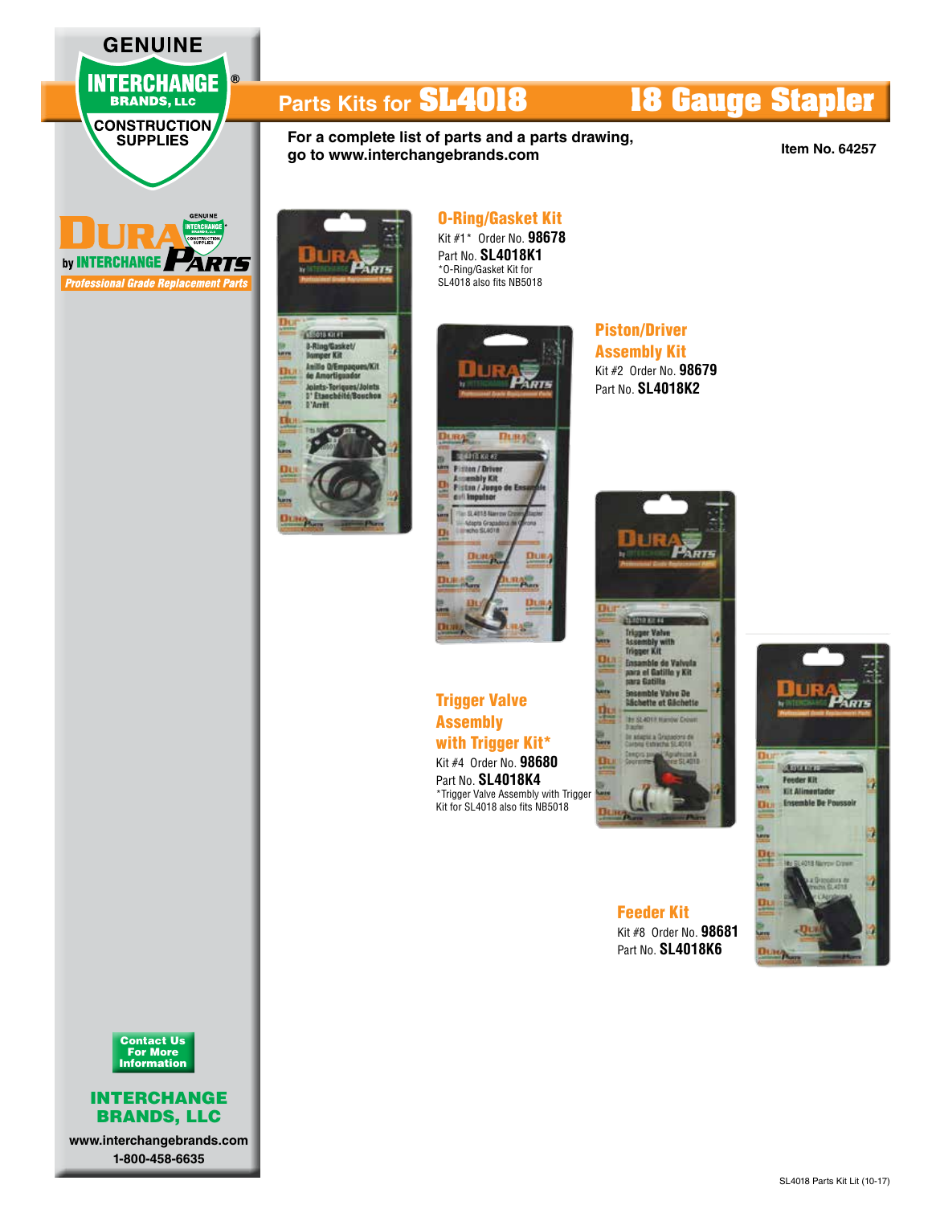GENUINE

INTERCHANGE® BRANDS, LLC

CONSTRUCTION SUPPLIES

DURA PARTS by INTERCHANGE

*Professional Grade Replacement Parts*

# Parts Kits for SL4018 18 Gauge Stapler

**For a complete list of parts and a parts drawing, go to www.interchangebrands.com**

**Item No. 64257**

## O-Ring/Gasket Kit

Kit #1* Order No. **98678**
Part No. **SL4018K1**
*O-Ring/Gasket Kit for SL4018 also fits NB5018

## Piston/Driver Assembly Kit

Kit #2 Order No. **98679**
Part No. **SL4018K2**

## Trigger Valve Assembly with Trigger Kit*

Kit #4 Order No. **98680**
Part No. **SL4018K4**
*Trigger Valve Assembly with Trigger Kit for SL4018 also fits NB5018

## Feeder Kit

Kit #8 Order No. **98681**
Part No. **SL4018K6**

**Contact Us For More Information**

**INTERCHANGE BRANDS, LLC**

**www.interchangebrands.com**

**1-800-458-6635**

SL4018 Parts Kit Lit (10-17)